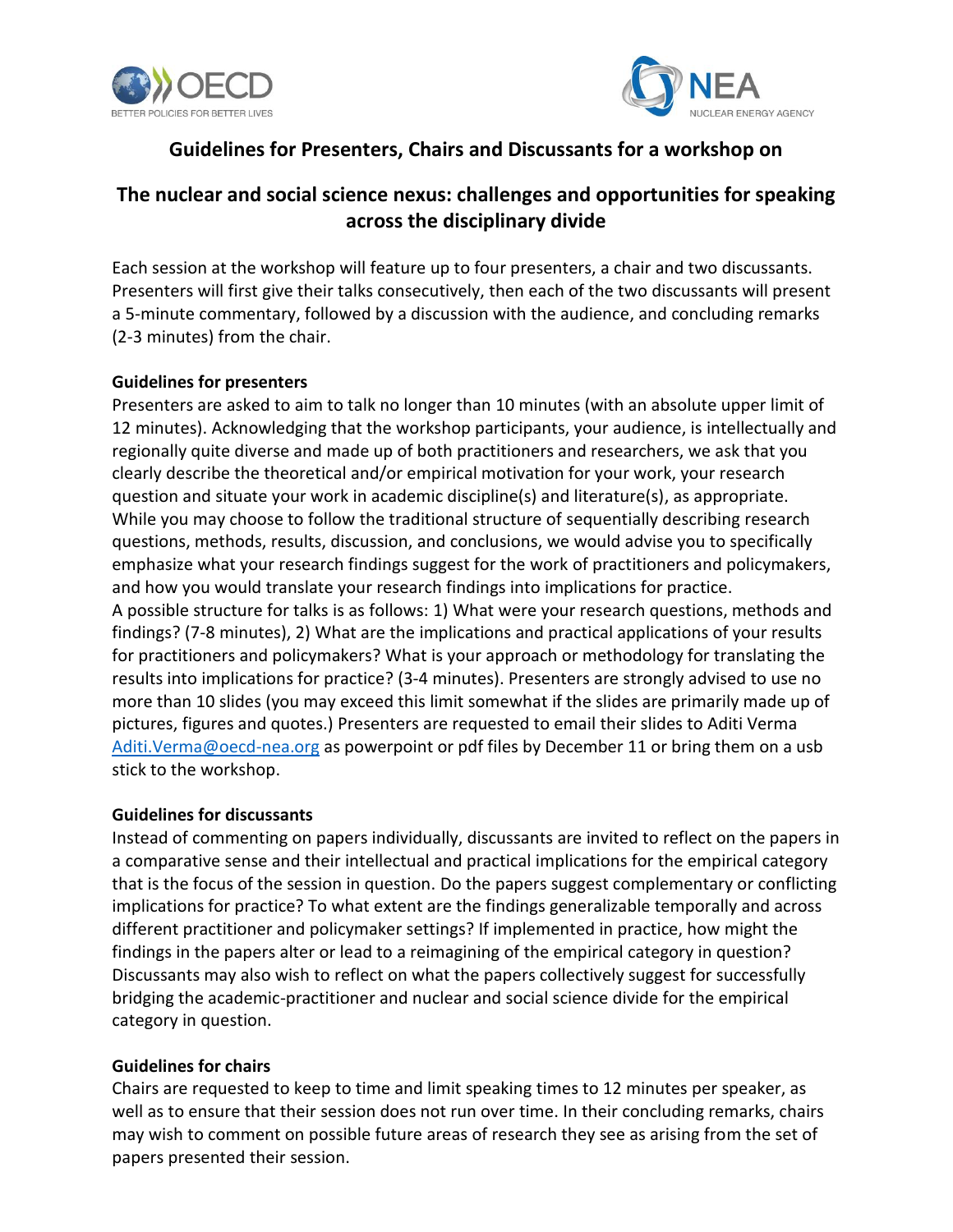# Guidelines for Presenters, Chairs and Discussants for a workshop on

## The nuclear and social science nexus: challenges and opportunities for speaking across the disciplinary divide

Each session at the workshop will feature up to four presenters, a chair and two discussants. Presenters will first give their talks consecutively, then each of the two discussants will present a 5-minute commentary, followed by a discussion with the audience, and concluding remarks (2-3 minutes) from the chair.

**Guidelines for presenters**

Presenters are asked to aim to talk no longer than 10 minutes (with an absolute upper limit of 12 minutes). Acknowledging that the workshop participants, your audience, is intellectually and regionally quite diverse and made up of both practitioners and researchers, we ask that you clearly describe the theoretical and/or empirical motivation for your work, your research question and situate your work in academic discipline(s) and literature(s), as appropriate. While you may choose to follow the traditional structure of sequentially describing research questions, methods, results, discussion, and conclusions, we would advise you to specifically emphasize what your research findings suggest for the work of practitioners and policymakers, and how you would translate your research findings into implications for practice.

A possible structure for talks is as follows: 1) What were your research questions, methods and findings? (7-8 minutes), 2) What are the implications and practical applications of your results for practitioners and policymakers? What is your approach or methodology for translating the results into implications for practice? (3-4 minutes). Presenters are strongly advised to use no more than 10 slides (you may exceed this limit somewhat if the slides are primarily made up of pictures, figures and quotes.) Presenters are requested to email their slides to Aditi Verma [Aditi.Verma@oecd-nea.org](mailto:Aditi.Verma@oecd-nea.org) as powerpoint or pdf files by December 11 or bring them on a usb stick to the workshop.

**Guidelines for discussants**

Instead of commenting on papers individually, discussants are invited to reflect on the papers in a comparative sense and their intellectual and practical implications for the empirical category that is the focus of the session in question. Do the papers suggest complementary or conflicting implications for practice? To what extent are the findings generalizable temporally and across different practitioner and policymaker settings? If implemented in practice, how might the findings in the papers alter or lead to a reimagining of the empirical category in question? Discussants may also wish to reflect on what the papers collectively suggest for successfully bridging the academic-practitioner and nuclear and social science divide for the empirical category in question.

**Guidelines for chairs**

Chairs are requested to keep to time and limit speaking times to 12 minutes per speaker, as well as to ensure that their session does not run over time. In their concluding remarks, chairs may wish to comment on possible future areas of research they see as arising from the set of papers presented their session.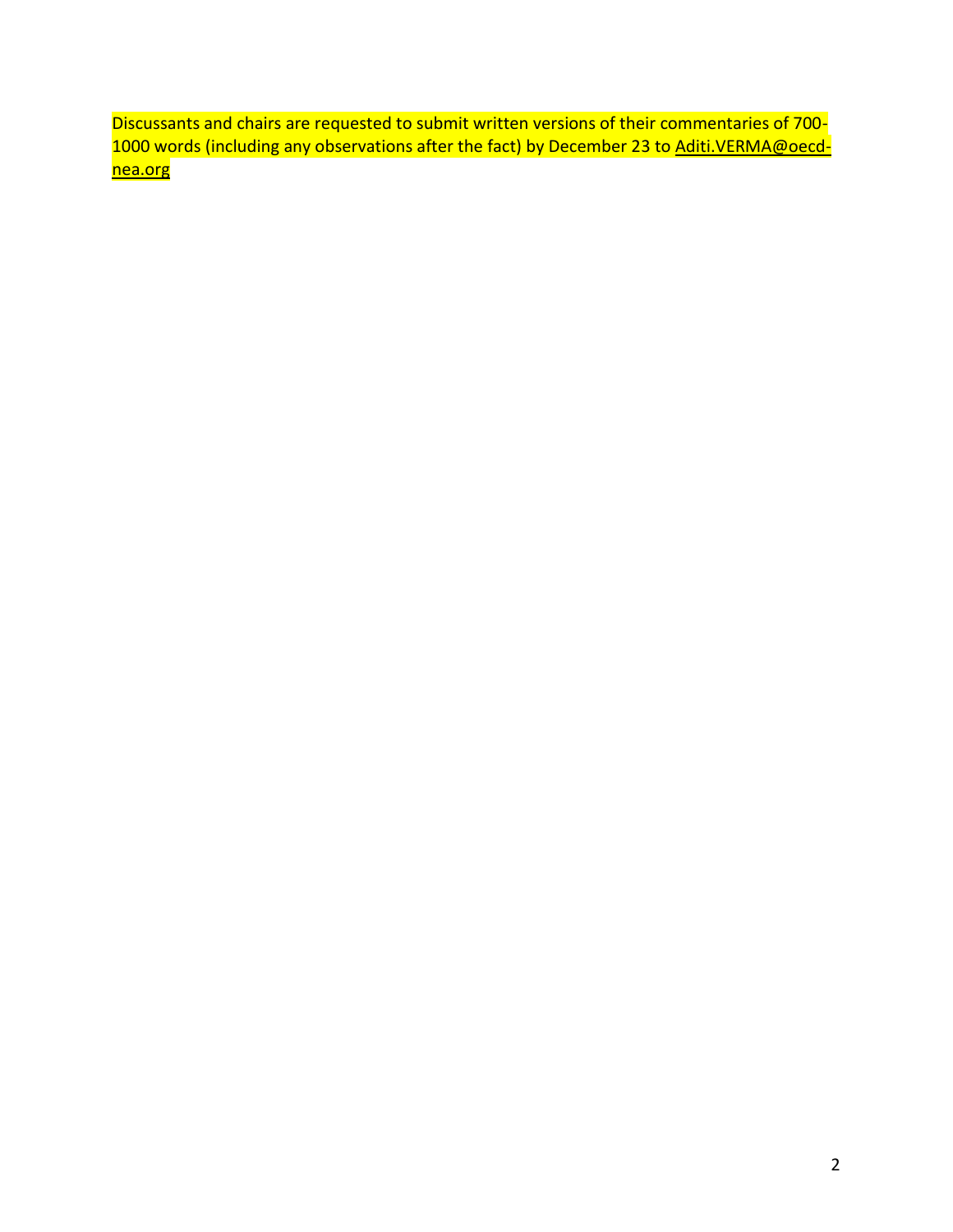Discussants and chairs are requested to submit written versions of their commentaries of 700-1000 words (including any observations after the fact) by December 23 to Aditi.VERMA@oecd-nea.org